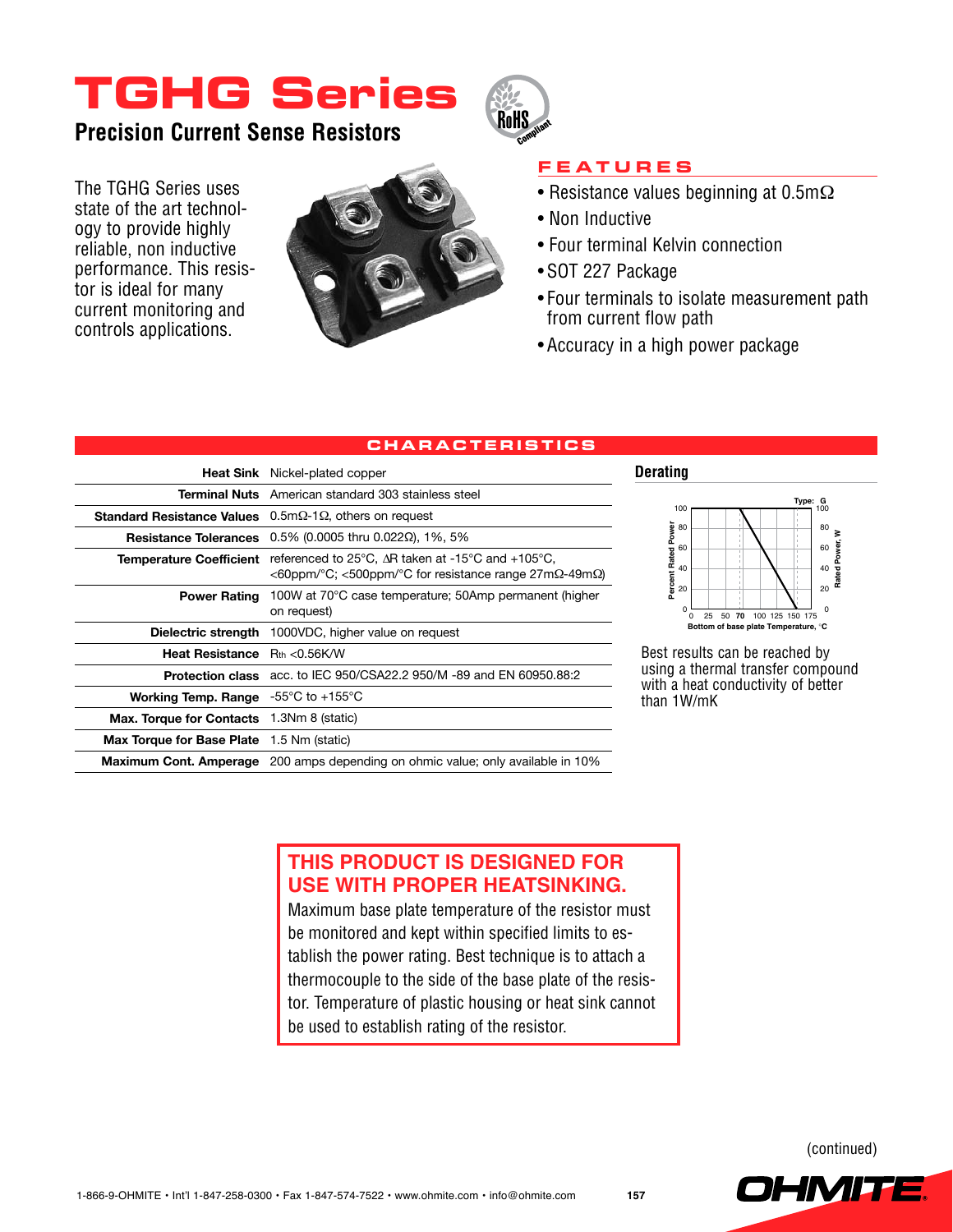# TGHG Series

## Precision Current Sense Resistors

The TGHG Series uses state of the art technology to provide highly reliable, non inductive performance. This resistor is ideal for many current monitoring and controls applications.

### FEATURES

- Resistance values beginning at 0.5mΩ
- Non Inductive
- Four terminal Kelvin connection
- SOT 227 Package
- Four terminals to isolate measurement path from current flow path
- Accuracy in a high power package

### CHARACTERISTICS

| | |
|---|---|
| **Heat Sink** | Nickel-plated copper |
| **Terminal Nuts** | American standard 303 stainless steel |
| **Standard Resistance Values** | 0.5mΩ-1Ω, others on request |
| **Resistance Tolerances** | 0.5% (0.0005 thru 0.022Ω), 1%, 5% |
| **Temperature Coefficient** | referenced to 25°C, ΔR taken at -15°C and +105°C, <60ppm/°C; <500ppm/°C for resistance range 27mΩ-49mΩ) |
| **Power Rating** | 100W at 70°C case temperature; 50Amp permanent (higher on request) |
| **Dielectric strength** | 1000VDC, higher value on request |
| **Heat Resistance** | $R_{th}$ <0.56K/W |
| **Protection class** | acc. to IEC 950/CSA22.2 950/M -89 and EN 60950.88:2 |
| **Working Temp. Range** | -55°C to +155°C |
| **Max. Torque for Contacts** | 1.3Nm 8 (static) |
| **Max Torque for Base Plate** | 1.5 Nm (static) |
| **Maximum Cont. Amperage** | 200 amps depending on ohmic value; only available in 10% |

### Derating

Best results can be reached by using a thermal transfer compound with a heat conductivity of better than 1W/mK

**THIS PRODUCT IS DESIGNED FOR USE WITH PROPER HEATSINKING.**

Maximum base plate temperature of the resistor must be monitored and kept within specified limits to establish the power rating. Best technique is to attach a thermocouple to the side of the base plate of the resistor. Temperature of plastic housing or heat sink cannot be used to establish rating of the resistor.

(continued)

1-866-9-OHMITE • Int'l 1-847-258-0300 • Fax 1-847-574-7522 • www.ohmite.com • info@ohmite.com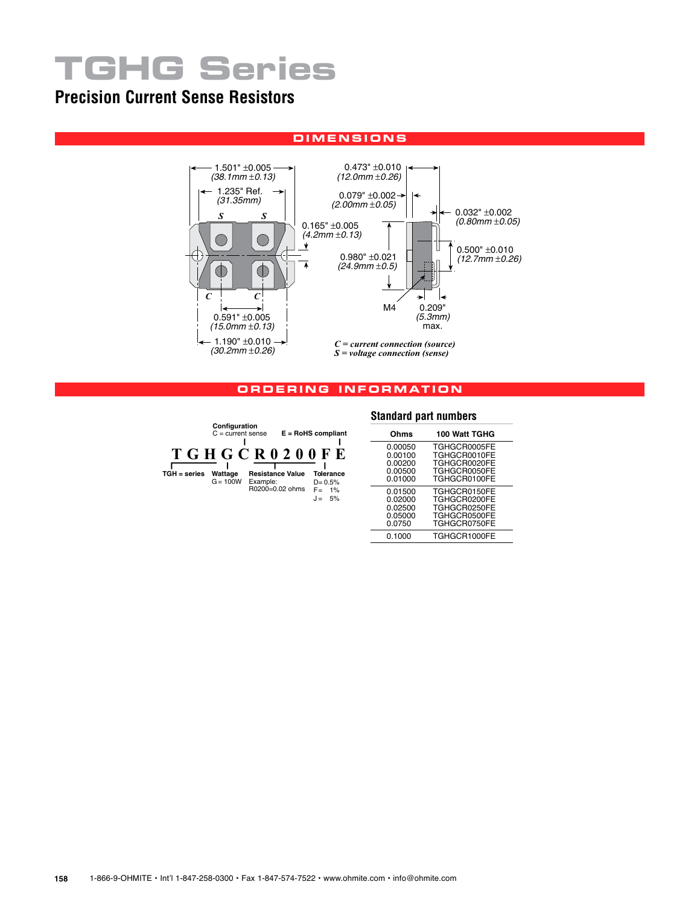# TGHG Series

## Precision Current Sense Resistors

### DIMENSIONS

1.501" ±0.005 (38.1mm ±0.13)

1.235" Ref. (31.35mm)

S S

C C

0.591" ±0.005 (15.0mm ±0.13)

1.190" ±0.010 (30.2mm ±0.26)

0.165" ±0.005 (4.2mm ±0.13)

0.980" ±0.021 (24.9mm ±0.5)

0.473" ±0.010 (12.0mm ±0.26)

0.079" ±0.002 (2.00mm ±0.05)

0.032" ±0.002 (0.80mm ±0.05)

0.500" ±0.010 (12.7mm ±0.26)

M4

0.209" (5.3mm) max.

*C = current connection (source)*
*S = voltage connection (sense)*

### ORDERING INFORMATION

**T G H G C R 0 2 0 0 F E**

- **TGH = series**
- **Wattage** G = 100W
- **Configuration** C = current sense
- **Resistance Value** Example: R0200=0.02 ohms
- **Tolerance** D= 0.5%, F= 1%, J= 5%
- **E = RoHS compliant**

#### Standard part numbers

| Ohms | 100 Watt TGHG |
|---|---|
| 0.00050 | TGHGCR0005FE |
| 0.00100 | TGHGCR0010FE |
| 0.00200 | TGHGCR0020FE |
| 0.00500 | TGHGCR0050FE |
| 0.01000 | TGHGCR0100FE |
| 0.01500 | TGHGCR0150FE |
| 0.02000 | TGHGCR0200FE |
| 0.02500 | TGHGCR0250FE |
| 0.05000 | TGHGCR0500FE |
| 0.0750 | TGHGCR0750FE |
| 0.1000 | TGHGCR1000FE |

1-866-9-OHMITE • Int'l 1-847-258-0300 • Fax 1-847-574-7522 • www.ohmite.com • info@ohmite.com